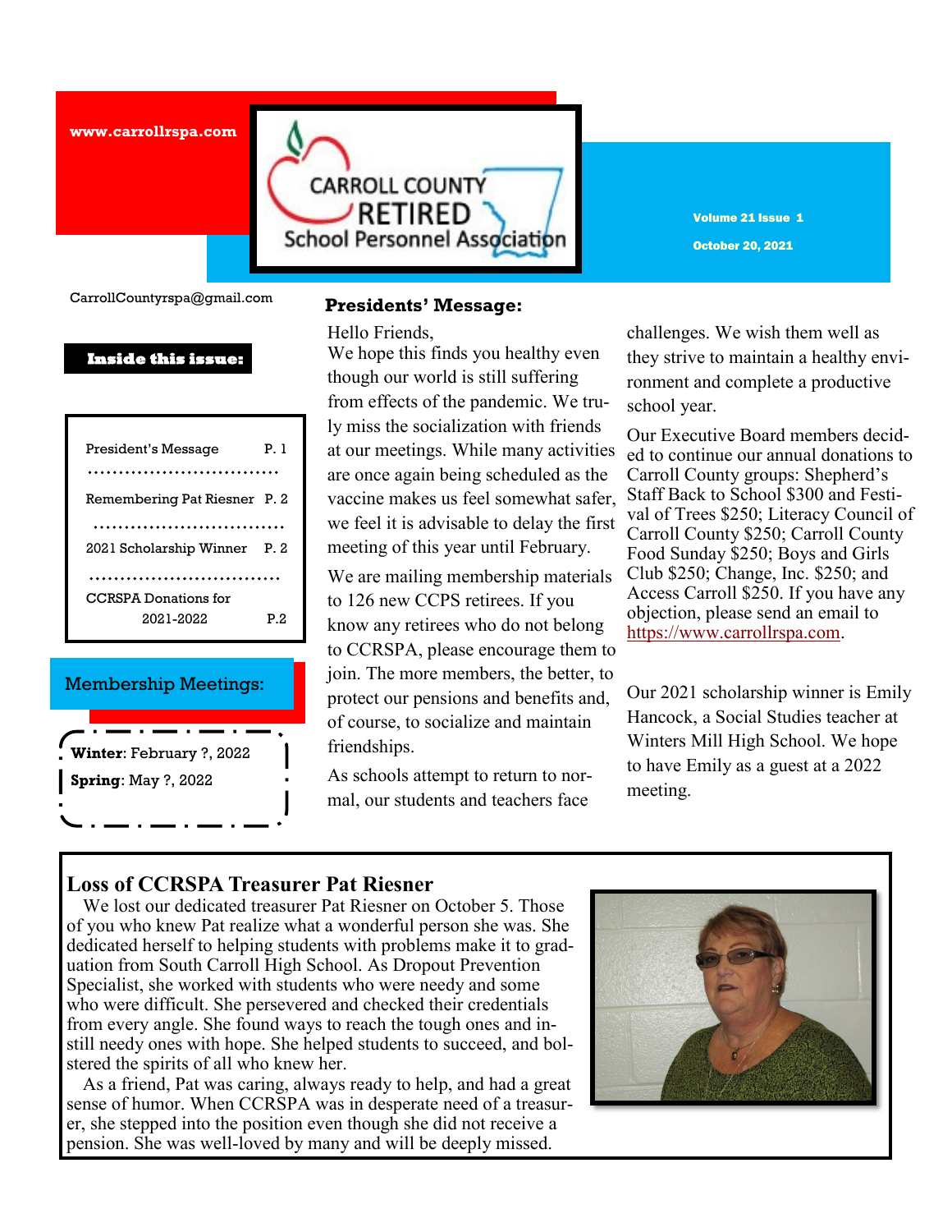www.carrollrspa.com

# Carroll County Retired School Personnel Association

Volume 21 Issue 1

October 20, 2021

CarrollCountyrspa@gmail.com

**Inside this issue:**

| | |
|---|---|
| President's Message | P. 1 |
| Remembering Pat Riesner | P. 2 |
| 2021 Scholarship Winner | P. 2 |
| CCRSPA Donations for 2021-2022 | P.2 |

## Membership Meetings:

**Winter**: February ?, 2022
**Spring**: May ?, 2022

## Presidents' Message:

Hello Friends,

We hope this finds you healthy even though our world is still suffering from effects of the pandemic. We truly miss the socialization with friends at our meetings. While many activities are once again being scheduled as the vaccine makes us feel somewhat safer, we feel it is advisable to delay the first meeting of this year until February.

We are mailing membership materials to 126 new CCPS retirees. If you know any retirees who do not belong to CCRSPA, please encourage them to join. The more members, the better, to protect our pensions and benefits and, of course, to socialize and maintain friendships.

As schools attempt to return to normal, our students and teachers face challenges. We wish them well as they strive to maintain a healthy environment and complete a productive school year.

Our Executive Board members decided to continue our annual donations to Carroll County groups: Shepherd's Staff Back to School $300 and Festival of Trees $250; Literacy Council of Carroll County $250; Carroll County Food Sunday $250; Boys and Girls Club $250; Change, Inc. $250; and Access Carroll $250. If you have any objection, please send an email to https://www.carrollrspa.com.

Our 2021 scholarship winner is Emily Hancock, a Social Studies teacher at Winters Mill High School. We hope to have Emily as a guest at a 2022 meeting.

## Loss of CCRSPA Treasurer Pat Riesner

We lost our dedicated treasurer Pat Riesner on October 5. Those of you who knew Pat realize what a wonderful person she was. She dedicated herself to helping students with problems make it to graduation from South Carroll High School. As Dropout Prevention Specialist, she worked with students who were needy and some who were difficult. She persevered and checked their credentials from every angle. She found ways to reach the tough ones and instill needy ones with hope. She helped students to succeed, and bolstered the spirits of all who knew her.

As a friend, Pat was caring, always ready to help, and had a great sense of humor. When CCRSPA was in desperate need of a treasurer, she stepped into the position even though she did not receive a pension. She was well-loved by many and will be deeply missed.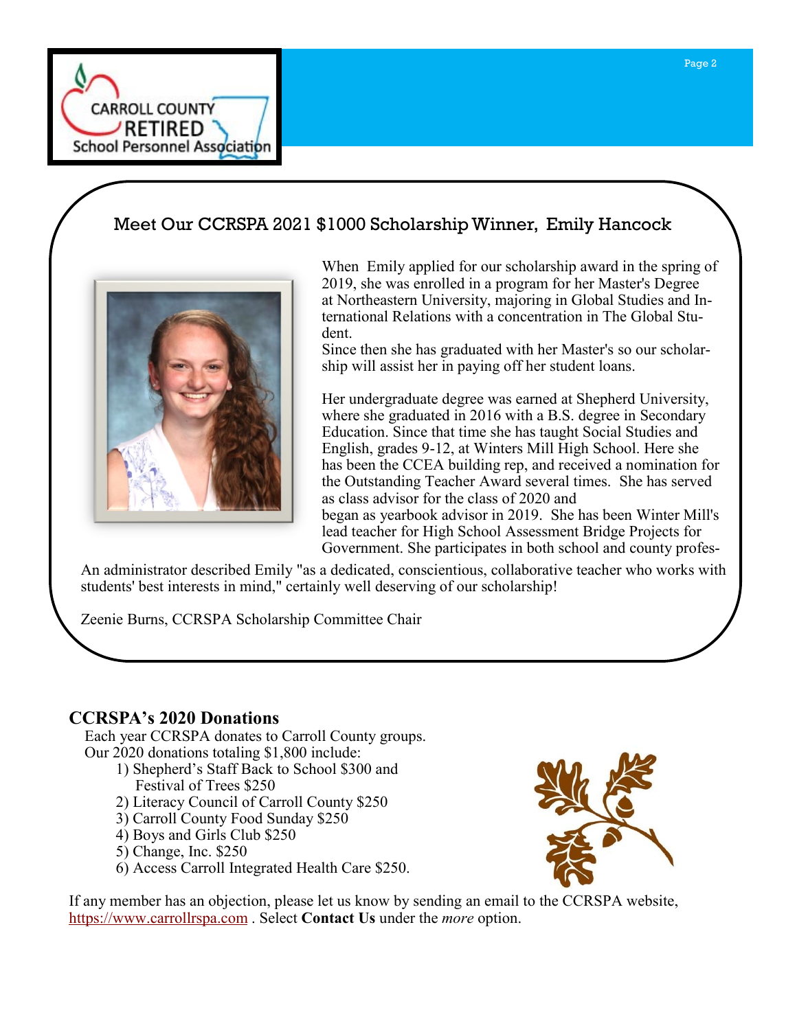CARROLL COUNTY RETIRED School Personnel Association

## Meet Our CCRSPA 2021 $1000 Scholarship Winner, Emily Hancock

When Emily applied for our scholarship award in the spring of 2019, she was enrolled in a program for her Master's Degree at Northeastern University, majoring in Global Studies and International Relations with a concentration in The Global Student.
Since then she has graduated with her Master's so our scholarship will assist her in paying off her student loans.

Her undergraduate degree was earned at Shepherd University, where she graduated in 2016 with a B.S. degree in Secondary Education. Since that time she has taught Social Studies and English, grades 9-12, at Winters Mill High School. Here she has been the CCEA building rep, and received a nomination for the Outstanding Teacher Award several times. She has served as class advisor for the class of 2020 and began as yearbook advisor in 2019. She has been Winter Mill's lead teacher for High School Assessment Bridge Projects for Government. She participates in both school and county profes-

An administrator described Emily "as a dedicated, conscientious, collaborative teacher who works with students' best interests in mind," certainly well deserving of our scholarship!

Zeenie Burns, CCRSPA Scholarship Committee Chair

## CCRSPA's 2020 Donations

Each year CCRSPA donates to Carroll County groups.
Our 2020 donations totaling $1,800 include:

1) Shepherd's Staff Back to School $300 and Festival of Trees $250
2) Literacy Council of Carroll County $250
3) Carroll County Food Sunday $250
4) Boys and Girls Club $250
5) Change, Inc. $250
6) Access Carroll Integrated Health Care $250.

If any member has an objection, please let us know by sending an email to the CCRSPA website, https://www.carrollrspa.com . Select **Contact Us** under the *more* option.